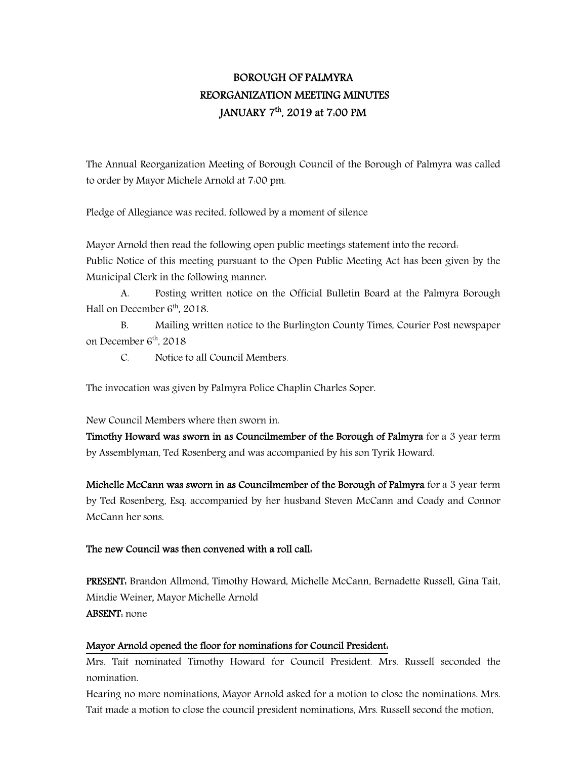# BOROUGH OF PALMYRA
## REORGANIZATION MEETING MINUTES
## JANUARY 7th, 2019 at 7:00 PM

The Annual Reorganization Meeting of Borough Council of the Borough of Palmyra was called to order by Mayor Michele Arnold at 7:00 pm.

Pledge of Allegiance was recited, followed by a moment of silence

Mayor Arnold then read the following open public meetings statement into the record:
Public Notice of this meeting pursuant to the Open Public Meeting Act has been given by the Municipal Clerk in the following manner:

A. Posting written notice on the Official Bulletin Board at the Palmyra Borough Hall on December 6th, 2018.

B. Mailing written notice to the Burlington County Times, Courier Post newspaper on December 6th, 2018

C. Notice to all Council Members.

The invocation was given by Palmyra Police Chaplin Charles Soper.

New Council Members where then sworn in.

**Timothy Howard was sworn in as Councilmember of the Borough of Palmyra** for a 3 year term by Assemblyman, Ted Rosenberg and was accompanied by his son Tyrik Howard.

**Michelle McCann was sworn in as Councilmember of the Borough of Palmyra** for a 3 year term by Ted Rosenberg, Esq. accompanied by her husband Steven McCann and Coady and Connor McCann her sons.

**The new Council was then convened with a roll call:**

**PRESENT:** Brandon Allmond, Timothy Howard, Michelle McCann, Bernadette Russell, Gina Tait, Mindie Weiner, Mayor Michelle Arnold
**ABSENT:** none

**Mayor Arnold opened the floor for nominations for Council President:**

Mrs. Tait nominated Timothy Howard for Council President. Mrs. Russell seconded the nomination.

Hearing no more nominations, Mayor Arnold asked for a motion to close the nominations. Mrs. Tait made a motion to close the council president nominations, Mrs. Russell second the motion.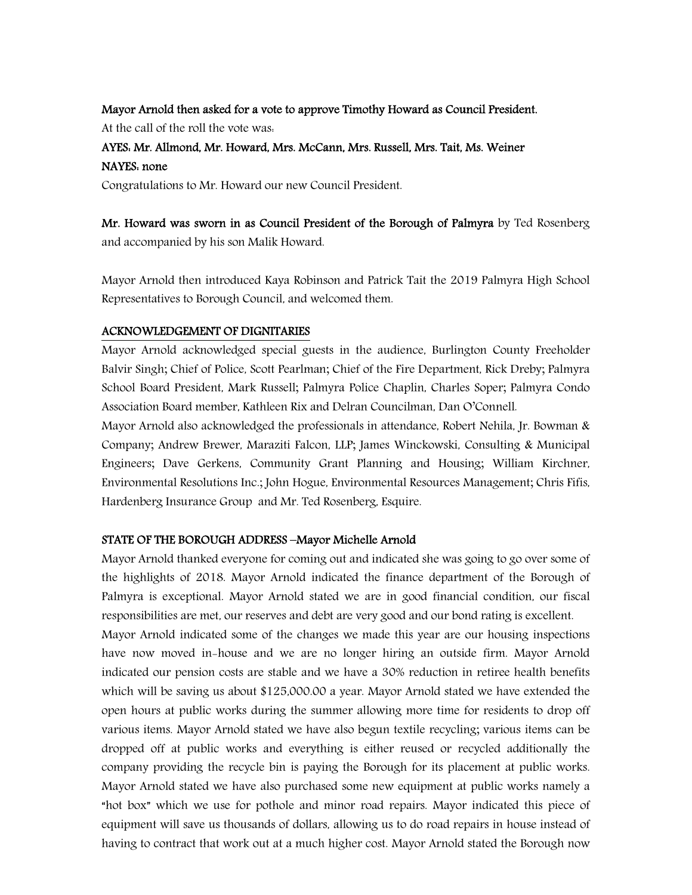**Mayor Arnold then asked for a vote to approve Timothy Howard as Council President.**

At the call of the roll the vote was:

**AYES: Mr. Allmond, Mr. Howard, Mrs. McCann, Mrs. Russell, Mrs. Tait, Ms. Weiner**

**NAYES: none**

Congratulations to Mr. Howard our new Council President.

**Mr. Howard was sworn in as Council President of the Borough of Palmyra** by Ted Rosenberg and accompanied by his son Malik Howard.

Mayor Arnold then introduced Kaya Robinson and Patrick Tait the 2019 Palmyra High School Representatives to Borough Council, and welcomed them.

## ACKNOWLEDGEMENT OF DIGNITARIES

Mayor Arnold acknowledged special guests in the audience, Burlington County Freeholder Balvir Singh; Chief of Police, Scott Pearlman; Chief of the Fire Department, Rick Dreby; Palmyra School Board President, Mark Russell; Palmyra Police Chaplin, Charles Soper; Palmyra Condo Association Board member, Kathleen Rix and Delran Councilman, Dan O'Connell.

Mayor Arnold also acknowledged the professionals in attendance, Robert Nehila, Jr. Bowman & Company; Andrew Brewer, Maraziti Falcon, LLP; James Winckowski, Consulting & Municipal Engineers; Dave Gerkens, Community Grant Planning and Housing; William Kirchner, Environmental Resolutions Inc.; John Hogue, Environmental Resources Management; Chris Fifis, Hardenberg Insurance Group and Mr. Ted Rosenberg, Esquire.

## STATE OF THE BOROUGH ADDRESS –Mayor Michelle Arnold

Mayor Arnold thanked everyone for coming out and indicated she was going to go over some of the highlights of 2018. Mayor Arnold indicated the finance department of the Borough of Palmyra is exceptional. Mayor Arnold stated we are in good financial condition, our fiscal responsibilities are met, our reserves and debt are very good and our bond rating is excellent.

Mayor Arnold indicated some of the changes we made this year are our housing inspections have now moved in-house and we are no longer hiring an outside firm. Mayor Arnold indicated our pension costs are stable and we have a 30% reduction in retiree health benefits which will be saving us about $125,000.00 a year. Mayor Arnold stated we have extended the open hours at public works during the summer allowing more time for residents to drop off various items. Mayor Arnold stated we have also begun textile recycling; various items can be dropped off at public works and everything is either reused or recycled additionally the company providing the recycle bin is paying the Borough for its placement at public works. Mayor Arnold stated we have also purchased some new equipment at public works namely a "hot box" which we use for pothole and minor road repairs. Mayor indicated this piece of equipment will save us thousands of dollars, allowing us to do road repairs in house instead of having to contract that work out at a much higher cost. Mayor Arnold stated the Borough now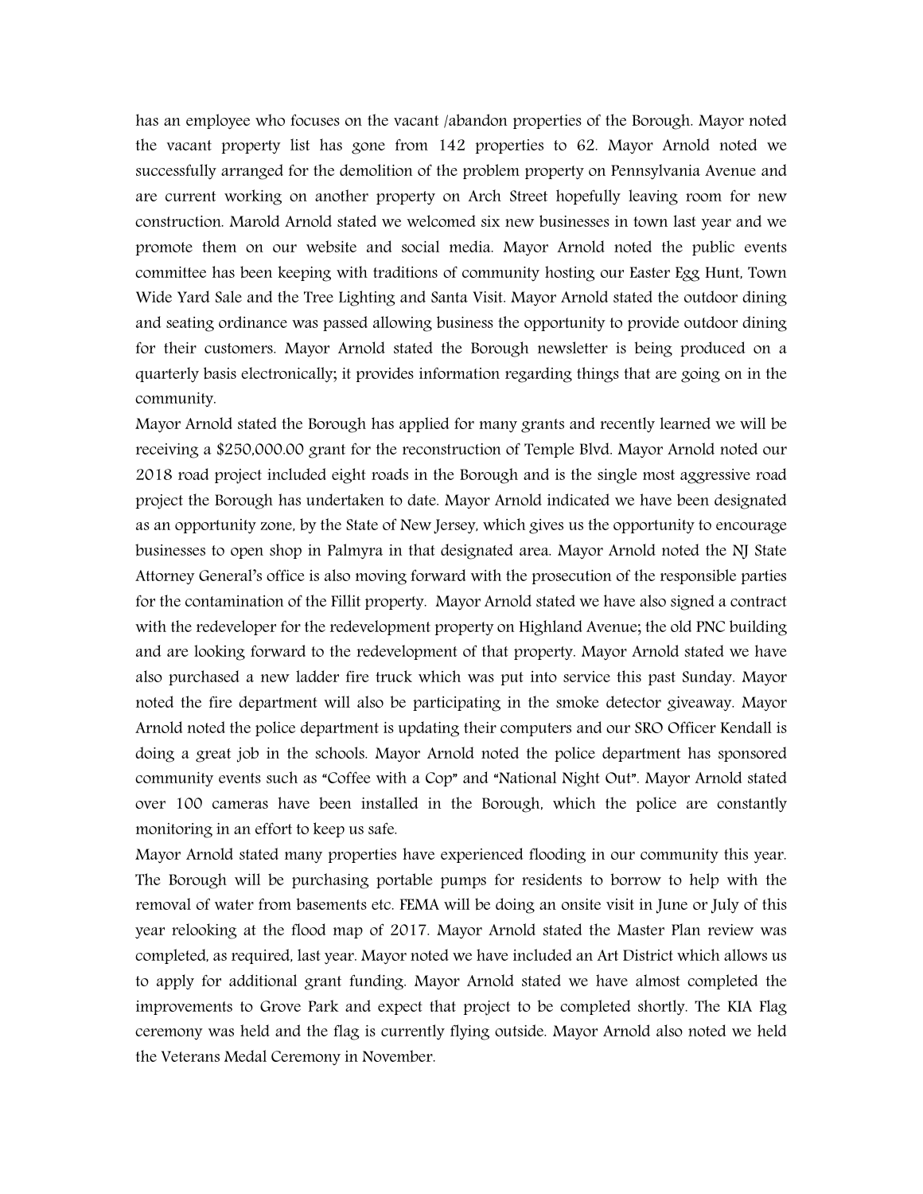has an employee who focuses on the vacant /abandon properties of the Borough. Mayor noted the vacant property list has gone from 142 properties to 62. Mayor Arnold noted we successfully arranged for the demolition of the problem property on Pennsylvania Avenue and are current working on another property on Arch Street hopefully leaving room for new construction. Marold Arnold stated we welcomed six new businesses in town last year and we promote them on our website and social media. Mayor Arnold noted the public events committee has been keeping with traditions of community hosting our Easter Egg Hunt, Town Wide Yard Sale and the Tree Lighting and Santa Visit. Mayor Arnold stated the outdoor dining and seating ordinance was passed allowing business the opportunity to provide outdoor dining for their customers. Mayor Arnold stated the Borough newsletter is being produced on a quarterly basis electronically; it provides information regarding things that are going on in the community.

Mayor Arnold stated the Borough has applied for many grants and recently learned we will be receiving a $250,000.00 grant for the reconstruction of Temple Blvd. Mayor Arnold noted our 2018 road project included eight roads in the Borough and is the single most aggressive road project the Borough has undertaken to date. Mayor Arnold indicated we have been designated as an opportunity zone, by the State of New Jersey, which gives us the opportunity to encourage businesses to open shop in Palmyra in that designated area. Mayor Arnold noted the NJ State Attorney General's office is also moving forward with the prosecution of the responsible parties for the contamination of the Fillit property. Mayor Arnold stated we have also signed a contract with the redeveloper for the redevelopment property on Highland Avenue; the old PNC building and are looking forward to the redevelopment of that property. Mayor Arnold stated we have also purchased a new ladder fire truck which was put into service this past Sunday. Mayor noted the fire department will also be participating in the smoke detector giveaway. Mayor Arnold noted the police department is updating their computers and our SRO Officer Kendall is doing a great job in the schools. Mayor Arnold noted the police department has sponsored community events such as "Coffee with a Cop" and "National Night Out". Mayor Arnold stated over 100 cameras have been installed in the Borough, which the police are constantly monitoring in an effort to keep us safe.

Mayor Arnold stated many properties have experienced flooding in our community this year. The Borough will be purchasing portable pumps for residents to borrow to help with the removal of water from basements etc. FEMA will be doing an onsite visit in June or July of this year relooking at the flood map of 2017. Mayor Arnold stated the Master Plan review was completed, as required, last year. Mayor noted we have included an Art District which allows us to apply for additional grant funding. Mayor Arnold stated we have almost completed the improvements to Grove Park and expect that project to be completed shortly. The KIA Flag ceremony was held and the flag is currently flying outside. Mayor Arnold also noted we held the Veterans Medal Ceremony in November.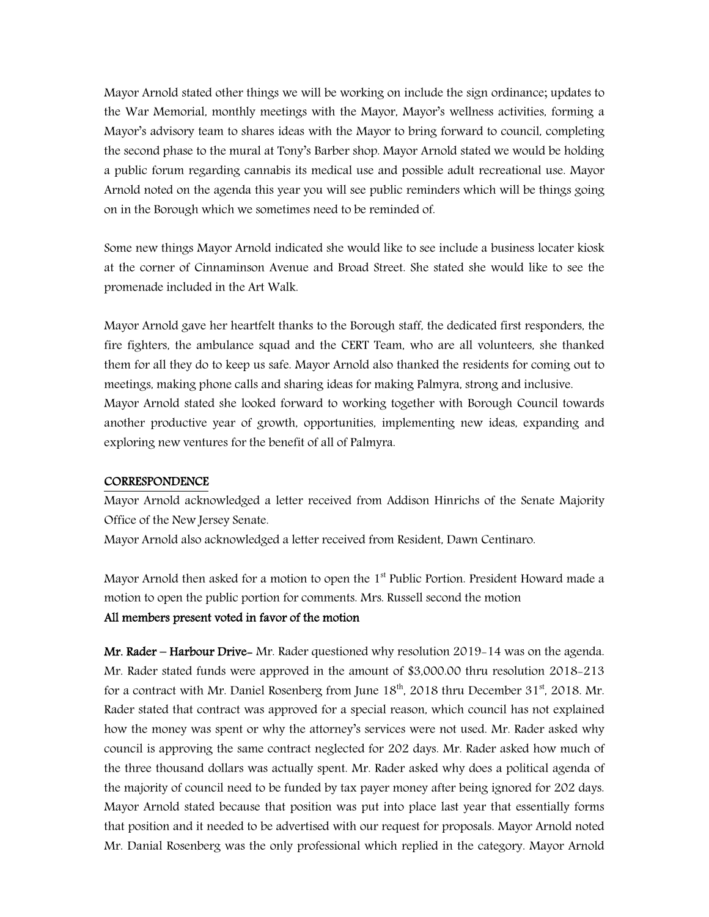Mayor Arnold stated other things we will be working on include the sign ordinance; updates to the War Memorial, monthly meetings with the Mayor, Mayor's wellness activities, forming a Mayor's advisory team to shares ideas with the Mayor to bring forward to council, completing the second phase to the mural at Tony's Barber shop. Mayor Arnold stated we would be holding a public forum regarding cannabis its medical use and possible adult recreational use. Mayor Arnold noted on the agenda this year you will see public reminders which will be things going on in the Borough which we sometimes need to be reminded of.

Some new things Mayor Arnold indicated she would like to see include a business locater kiosk at the corner of Cinnaminson Avenue and Broad Street. She stated she would like to see the promenade included in the Art Walk.

Mayor Arnold gave her heartfelt thanks to the Borough staff, the dedicated first responders, the fire fighters, the ambulance squad and the CERT Team, who are all volunteers, she thanked them for all they do to keep us safe. Mayor Arnold also thanked the residents for coming out to meetings, making phone calls and sharing ideas for making Palmyra, strong and inclusive.
Mayor Arnold stated she looked forward to working together with Borough Council towards another productive year of growth, opportunities, implementing new ideas, expanding and exploring new ventures for the benefit of all of Palmyra.

**CORRESPONDENCE**

Mayor Arnold acknowledged a letter received from Addison Hinrichs of the Senate Majority Office of the New Jersey Senate.
Mayor Arnold also acknowledged a letter received from Resident, Dawn Centinaro.

Mayor Arnold then asked for a motion to open the 1st Public Portion. President Howard made a motion to open the public portion for comments. Mrs. Russell second the motion
**All members present voted in favor of the motion**

**Mr. Rader – Harbour Drive-** Mr. Rader questioned why resolution 2019-14 was on the agenda. Mr. Rader stated funds were approved in the amount of $3,000.00 thru resolution 2018-213 for a contract with Mr. Daniel Rosenberg from June 18th, 2018 thru December 31st, 2018. Mr. Rader stated that contract was approved for a special reason, which council has not explained how the money was spent or why the attorney's services were not used. Mr. Rader asked why council is approving the same contract neglected for 202 days. Mr. Rader asked how much of the three thousand dollars was actually spent. Mr. Rader asked why does a political agenda of the majority of council need to be funded by tax payer money after being ignored for 202 days. Mayor Arnold stated because that position was put into place last year that essentially forms that position and it needed to be advertised with our request for proposals. Mayor Arnold noted Mr. Danial Rosenberg was the only professional which replied in the category. Mayor Arnold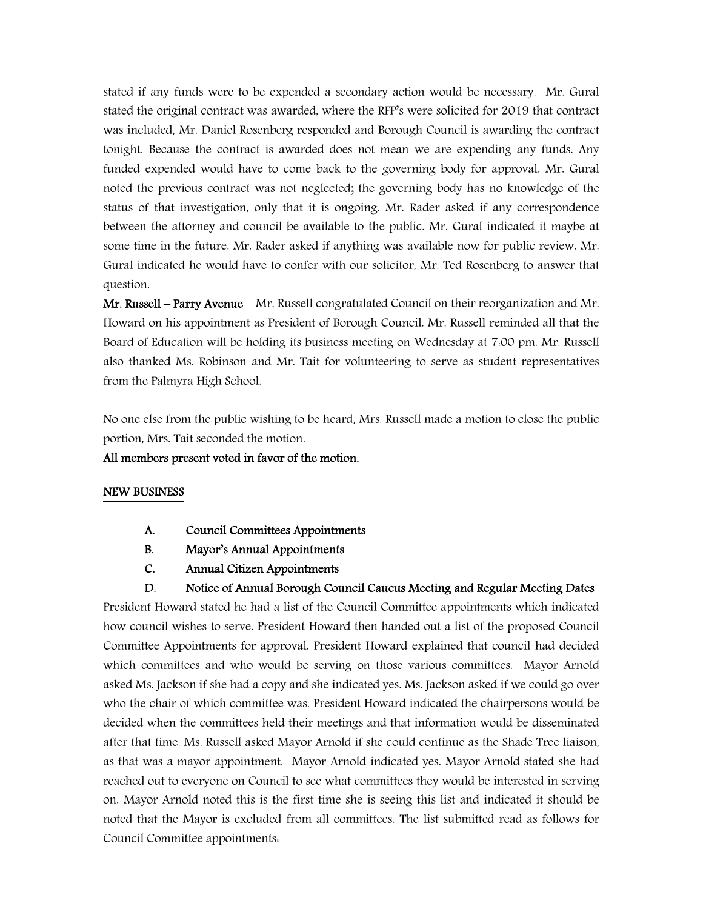stated if any funds were to be expended a secondary action would be necessary. Mr. Gural stated the original contract was awarded, where the RFP's were solicited for 2019 that contract was included, Mr. Daniel Rosenberg responded and Borough Council is awarding the contract tonight. Because the contract is awarded does not mean we are expending any funds. Any funded expended would have to come back to the governing body for approval. Mr. Gural noted the previous contract was not neglected; the governing body has no knowledge of the status of that investigation, only that it is ongoing. Mr. Rader asked if any correspondence between the attorney and council be available to the public. Mr. Gural indicated it maybe at some time in the future. Mr. Rader asked if anything was available now for public review. Mr. Gural indicated he would have to confer with our solicitor, Mr. Ted Rosenberg to answer that question.

**Mr. Russell – Parry Avenue** – Mr. Russell congratulated Council on their reorganization and Mr. Howard on his appointment as President of Borough Council. Mr. Russell reminded all that the Board of Education will be holding its business meeting on Wednesday at 7:00 pm. Mr. Russell also thanked Ms. Robinson and Mr. Tait for volunteering to serve as student representatives from the Palmyra High School.

No one else from the public wishing to be heard, Mrs. Russell made a motion to close the public portion, Mrs. Tait seconded the motion.

**All members present voted in favor of the motion.**

## NEW BUSINESS

- **A. Council Committees Appointments**
- **B. Mayor's Annual Appointments**
- **C. Annual Citizen Appointments**
- **D. Notice of Annual Borough Council Caucus Meeting and Regular Meeting Dates**

President Howard stated he had a list of the Council Committee appointments which indicated how council wishes to serve. President Howard then handed out a list of the proposed Council Committee Appointments for approval. President Howard explained that council had decided which committees and who would be serving on those various committees. Mayor Arnold asked Ms. Jackson if she had a copy and she indicated yes. Ms. Jackson asked if we could go over who the chair of which committee was. President Howard indicated the chairpersons would be decided when the committees held their meetings and that information would be disseminated after that time. Ms. Russell asked Mayor Arnold if she could continue as the Shade Tree liaison, as that was a mayor appointment. Mayor Arnold indicated yes. Mayor Arnold stated she had reached out to everyone on Council to see what committees they would be interested in serving on. Mayor Arnold noted this is the first time she is seeing this list and indicated it should be noted that the Mayor is excluded from all committees. The list submitted read as follows for Council Committee appointments: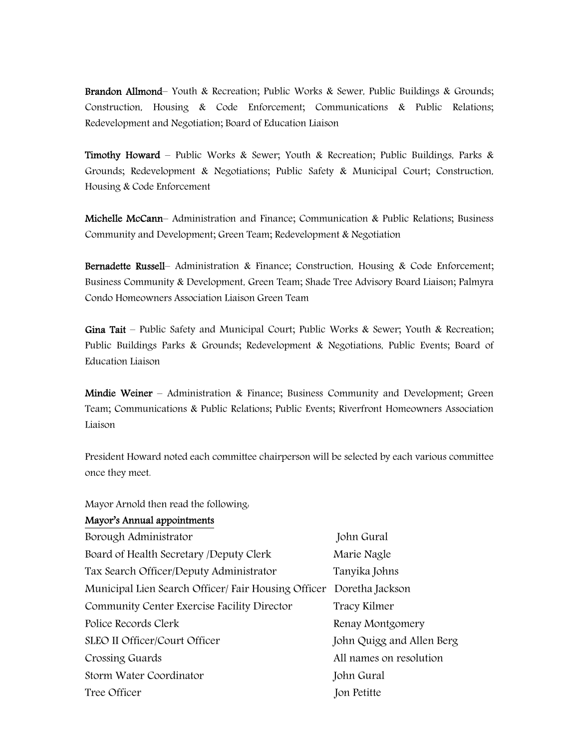**Brandon Allmond**– Youth & Recreation; Public Works & Sewer, Public Buildings & Grounds; Construction, Housing & Code Enforcement; Communications & Public Relations; Redevelopment and Negotiation; Board of Education Liaison

**Timothy Howard** – Public Works & Sewer; Youth & Recreation; Public Buildings, Parks & Grounds; Redevelopment & Negotiations; Public Safety & Municipal Court; Construction, Housing & Code Enforcement

**Michelle McCann**– Administration and Finance; Communication & Public Relations; Business Community and Development; Green Team; Redevelopment & Negotiation

**Bernadette Russell**– Administration & Finance; Construction, Housing & Code Enforcement; Business Community & Development, Green Team; Shade Tree Advisory Board Liaison; Palmyra Condo Homeowners Association Liaison Green Team

**Gina Tait** – Public Safety and Municipal Court; Public Works & Sewer; Youth & Recreation; Public Buildings Parks & Grounds; Redevelopment & Negotiations, Public Events; Board of Education Liaison

**Mindie Weiner** – Administration & Finance; Business Community and Development; Green Team; Communications & Public Relations; Public Events; Riverfront Homeowners Association Liaison

President Howard noted each committee chairperson will be selected by each various committee once they meet.

Mayor Arnold then read the following:

**Mayor's Annual appointments**

| | |
|---|---|
| Borough Administrator | John Gural |
| Board of Health Secretary /Deputy Clerk | Marie Nagle |
| Tax Search Officer/Deputy Administrator | Tanyika Johns |
| Municipal Lien Search Officer/ Fair Housing Officer | Doretha Jackson |
| Community Center Exercise Facility Director | Tracy Kilmer |
| Police Records Clerk | Renay Montgomery |
| SLEO II Officer/Court Officer | John Quigg and Allen Berg |
| Crossing Guards | All names on resolution |
| Storm Water Coordinator | John Gural |
| Tree Officer | Jon Petitte |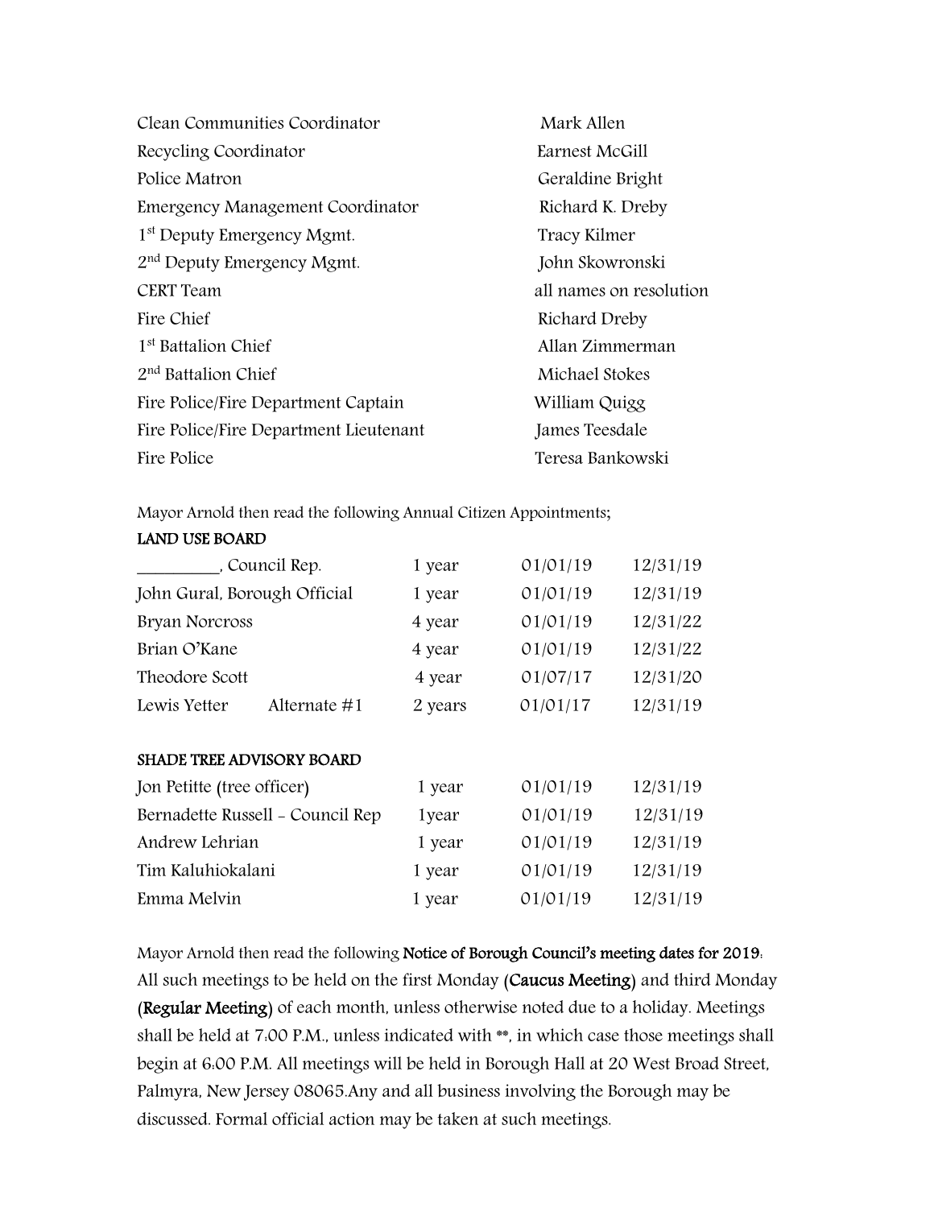| | |
|---|---|
| Clean Communities Coordinator | Mark Allen |
| Recycling Coordinator | Earnest McGill |
| Police Matron | Geraldine Bright |
| Emergency Management Coordinator | Richard K. Dreby |
| 1st Deputy Emergency Mgmt. | Tracy Kilmer |
| 2nd Deputy Emergency Mgmt. | John Skowronski |
| CERT Team | all names on resolution |
| Fire Chief | Richard Dreby |
| 1st Battalion Chief | Allan Zimmerman |
| 2nd Battalion Chief | Michael Stokes |
| Fire Police/Fire Department Captain | William Quigg |
| Fire Police/Fire Department Lieutenant | James Teesdale |
| Fire Police | Teresa Bankowski |

Mayor Arnold then read the following Annual Citizen Appointments;

**LAND USE BOARD**

| | | | |
|---|---|---|---|
| _________, Council Rep. | 1 year | 01/01/19 | 12/31/19 |
| John Gural, Borough Official | 1 year | 01/01/19 | 12/31/19 |
| Bryan Norcross | 4 year | 01/01/19 | 12/31/22 |
| Brian O'Kane | 4 year | 01/01/19 | 12/31/22 |
| Theodore Scott | 4 year | 01/07/17 | 12/31/20 |
| Lewis Yetter Alternate #1 | 2 years | 01/01/17 | 12/31/19 |

**SHADE TREE ADVISORY BOARD**

| | | | |
|---|---|---|---|
| Jon Petitte (tree officer) | 1 year | 01/01/19 | 12/31/19 |
| Bernadette Russell - Council Rep | 1year | 01/01/19 | 12/31/19 |
| Andrew Lehrian | 1 year | 01/01/19 | 12/31/19 |
| Tim Kaluhiokalani | 1 year | 01/01/19 | 12/31/19 |
| Emma Melvin | 1 year | 01/01/19 | 12/31/19 |

Mayor Arnold then read the following **Notice of Borough Council's meeting dates for 2019**:
All such meetings to be held on the first Monday **(Caucus Meeting)** and third Monday **(Regular Meeting)** of each month, unless otherwise noted due to a holiday. Meetings shall be held at 7:00 P.M., unless indicated with **, in which case those meetings shall begin at 6:00 P.M. All meetings will be held in Borough Hall at 20 West Broad Street, Palmyra, New Jersey 08065.Any and all business involving the Borough may be discussed. Formal official action may be taken at such meetings.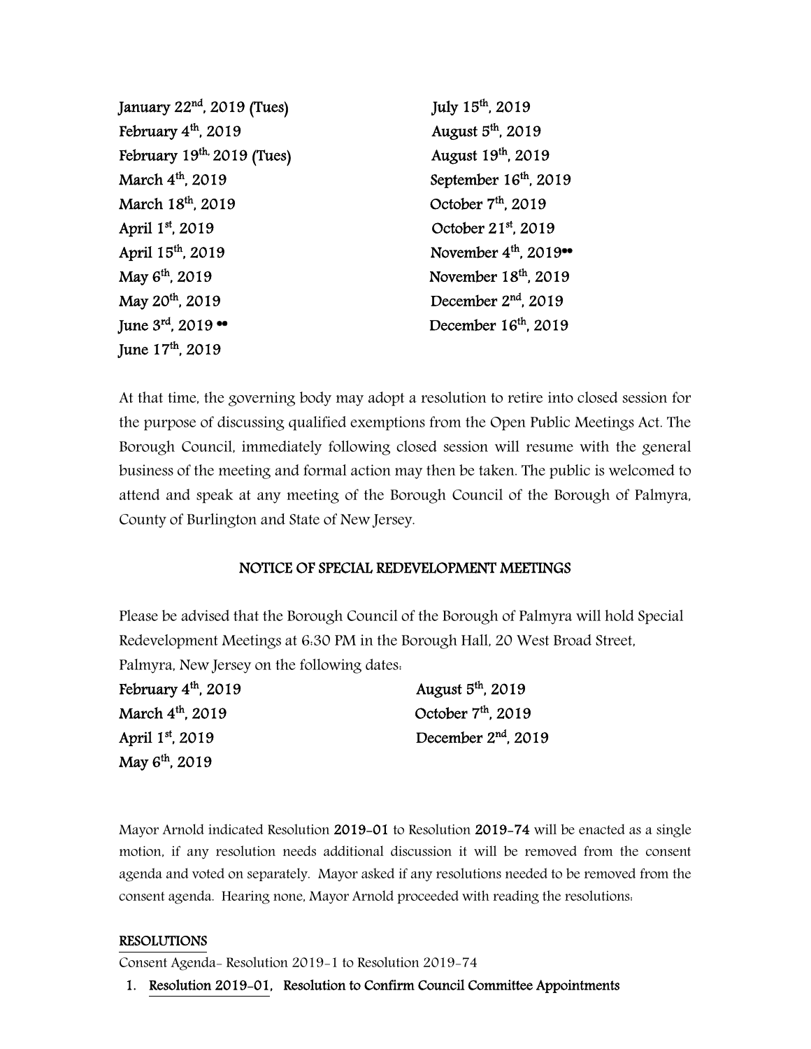January 22[nd], 2019 (Tues)
February 4[th], 2019
February 19[th,] 2019 (Tues)
March 4[th], 2019
March 18[th], 2019
April 1[st], 2019
April 15[th], 2019
May 6[th], 2019
May 20[th], 2019
June 3[rd], 2019 ••
June 17[th], 2019
July 15[th], 2019
August 5[th], 2019
August 19[th], 2019
September 16[th], 2019
October 7[th], 2019
October 21[st], 2019
November 4[th], 2019••
November 18[th], 2019
December 2[nd], 2019
December 16[th], 2019

At that time, the governing body may adopt a resolution to retire into closed session for the purpose of discussing qualified exemptions from the Open Public Meetings Act. The Borough Council, immediately following closed session will resume with the general business of the meeting and formal action may then be taken. The public is welcomed to attend and speak at any meeting of the Borough Council of the Borough of Palmyra, County of Burlington and State of New Jersey.

## NOTICE OF SPECIAL REDEVELOPMENT MEETINGS

Please be advised that the Borough Council of the Borough of Palmyra will hold Special Redevelopment Meetings at 6:30 PM in the Borough Hall, 20 West Broad Street, Palmyra, New Jersey on the following dates:

February 4[th], 2019
March 4[th], 2019
April 1[st], 2019
May 6[th], 2019
August 5[th], 2019
October 7[th], 2019
December 2[nd], 2019

Mayor Arnold indicated Resolution **2019-01** to Resolution **2019-74** will be enacted as a single motion, if any resolution needs additional discussion it will be removed from the consent agenda and voted on separately. Mayor asked if any resolutions needed to be removed from the consent agenda. Hearing none, Mayor Arnold proceeded with reading the resolutions:

**RESOLUTIONS**

Consent Agenda- Resolution 2019-1 to Resolution 2019-74

1. **Resolution 2019-01, Resolution to Confirm Council Committee Appointments**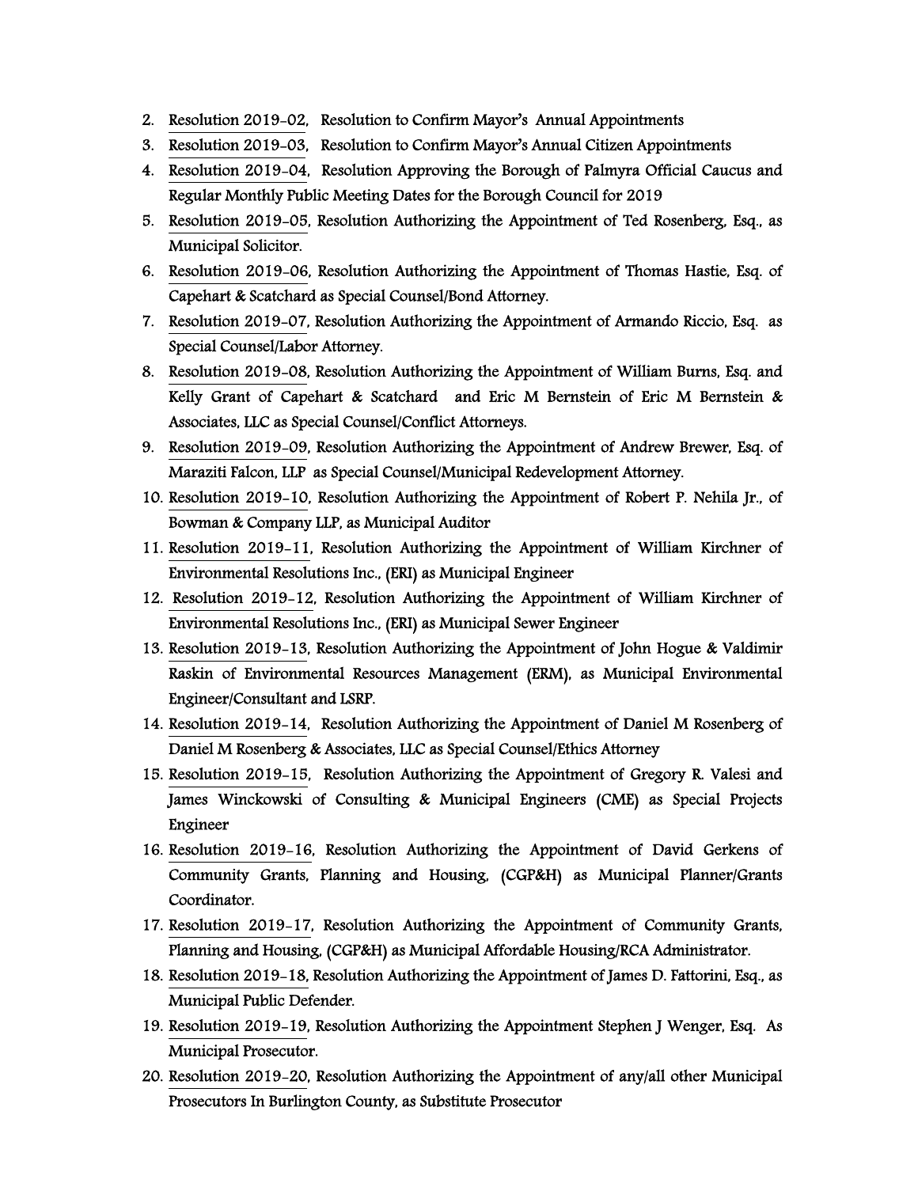2. Resolution 2019-02, Resolution to Confirm Mayor's Annual Appointments
3. Resolution 2019-03, Resolution to Confirm Mayor's Annual Citizen Appointments
4. Resolution 2019-04, Resolution Approving the Borough of Palmyra Official Caucus and Regular Monthly Public Meeting Dates for the Borough Council for 2019
5. Resolution 2019-05, Resolution Authorizing the Appointment of Ted Rosenberg, Esq., as Municipal Solicitor.
6. Resolution 2019-06, Resolution Authorizing the Appointment of Thomas Hastie, Esq. of Capehart & Scatchard as Special Counsel/Bond Attorney.
7. Resolution 2019-07, Resolution Authorizing the Appointment of Armando Riccio, Esq. as Special Counsel/Labor Attorney.
8. Resolution 2019-08, Resolution Authorizing the Appointment of William Burns, Esq. and Kelly Grant of Capehart & Scatchard and Eric M Bernstein of Eric M Bernstein & Associates, LLC as Special Counsel/Conflict Attorneys.
9. Resolution 2019-09, Resolution Authorizing the Appointment of Andrew Brewer, Esq. of Maraziti Falcon, LLP as Special Counsel/Municipal Redevelopment Attorney.
10. Resolution 2019-10, Resolution Authorizing the Appointment of Robert P. Nehila Jr., of Bowman & Company LLP, as Municipal Auditor
11. Resolution 2019-11, Resolution Authorizing the Appointment of William Kirchner of Environmental Resolutions Inc., (ERI) as Municipal Engineer
12. Resolution 2019-12, Resolution Authorizing the Appointment of William Kirchner of Environmental Resolutions Inc., (ERI) as Municipal Sewer Engineer
13. Resolution 2019-13, Resolution Authorizing the Appointment of John Hogue & Valdimir Raskin of Environmental Resources Management (ERM), as Municipal Environmental Engineer/Consultant and LSRP.
14. Resolution 2019-14, Resolution Authorizing the Appointment of Daniel M Rosenberg of Daniel M Rosenberg & Associates, LLC as Special Counsel/Ethics Attorney
15. Resolution 2019-15, Resolution Authorizing the Appointment of Gregory R. Valesi and James Winckowski of Consulting & Municipal Engineers (CME) as Special Projects Engineer
16. Resolution 2019-16, Resolution Authorizing the Appointment of David Gerkens of Community Grants, Planning and Housing, (CGP&H) as Municipal Planner/Grants Coordinator.
17. Resolution 2019-17, Resolution Authorizing the Appointment of Community Grants, Planning and Housing, (CGP&H) as Municipal Affordable Housing/RCA Administrator.
18. Resolution 2019-18, Resolution Authorizing the Appointment of James D. Fattorini, Esq., as Municipal Public Defender.
19. Resolution 2019-19, Resolution Authorizing the Appointment Stephen J Wenger, Esq. As Municipal Prosecutor.
20. Resolution 2019-20, Resolution Authorizing the Appointment of any/all other Municipal Prosecutors In Burlington County, as Substitute Prosecutor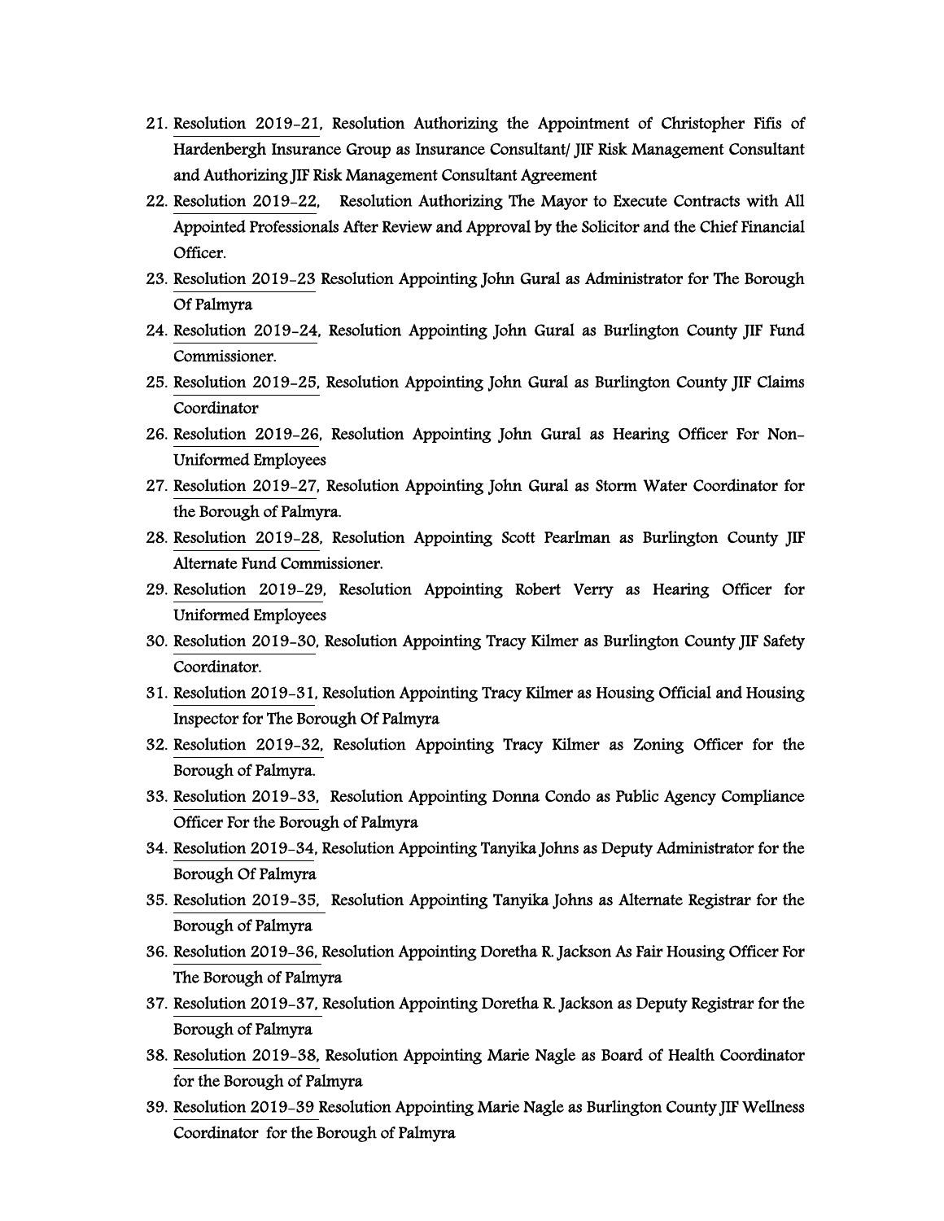21. Resolution 2019-21, Resolution Authorizing the Appointment of Christopher Fifis of Hardenbergh Insurance Group as Insurance Consultant/ JIF Risk Management Consultant and Authorizing JIF Risk Management Consultant Agreement
22. Resolution 2019-22, Resolution Authorizing The Mayor to Execute Contracts with All Appointed Professionals After Review and Approval by the Solicitor and the Chief Financial Officer.
23. Resolution 2019-23 Resolution Appointing John Gural as Administrator for The Borough Of Palmyra
24. Resolution 2019-24, Resolution Appointing John Gural as Burlington County JIF Fund Commissioner.
25. Resolution 2019-25, Resolution Appointing John Gural as Burlington County JIF Claims Coordinator
26. Resolution 2019-26, Resolution Appointing John Gural as Hearing Officer For Non-Uniformed Employees
27. Resolution 2019-27, Resolution Appointing John Gural as Storm Water Coordinator for the Borough of Palmyra.
28. Resolution 2019-28, Resolution Appointing Scott Pearlman as Burlington County JIF Alternate Fund Commissioner.
29. Resolution 2019-29, Resolution Appointing Robert Verry as Hearing Officer for Uniformed Employees
30. Resolution 2019-30, Resolution Appointing Tracy Kilmer as Burlington County JIF Safety Coordinator.
31. Resolution 2019-31, Resolution Appointing Tracy Kilmer as Housing Official and Housing Inspector for The Borough Of Palmyra
32. Resolution 2019-32, Resolution Appointing Tracy Kilmer as Zoning Officer for the Borough of Palmyra.
33. Resolution 2019-33, Resolution Appointing Donna Condo as Public Agency Compliance Officer For the Borough of Palmyra
34. Resolution 2019-34, Resolution Appointing Tanyika Johns as Deputy Administrator for the Borough Of Palmyra
35. Resolution 2019-35, Resolution Appointing Tanyika Johns as Alternate Registrar for the Borough of Palmyra
36. Resolution 2019-36, Resolution Appointing Doretha R. Jackson As Fair Housing Officer For The Borough of Palmyra
37. Resolution 2019-37, Resolution Appointing Doretha R. Jackson as Deputy Registrar for the Borough of Palmyra
38. Resolution 2019-38, Resolution Appointing Marie Nagle as Board of Health Coordinator for the Borough of Palmyra
39. Resolution 2019-39 Resolution Appointing Marie Nagle as Burlington County JIF Wellness Coordinator for the Borough of Palmyra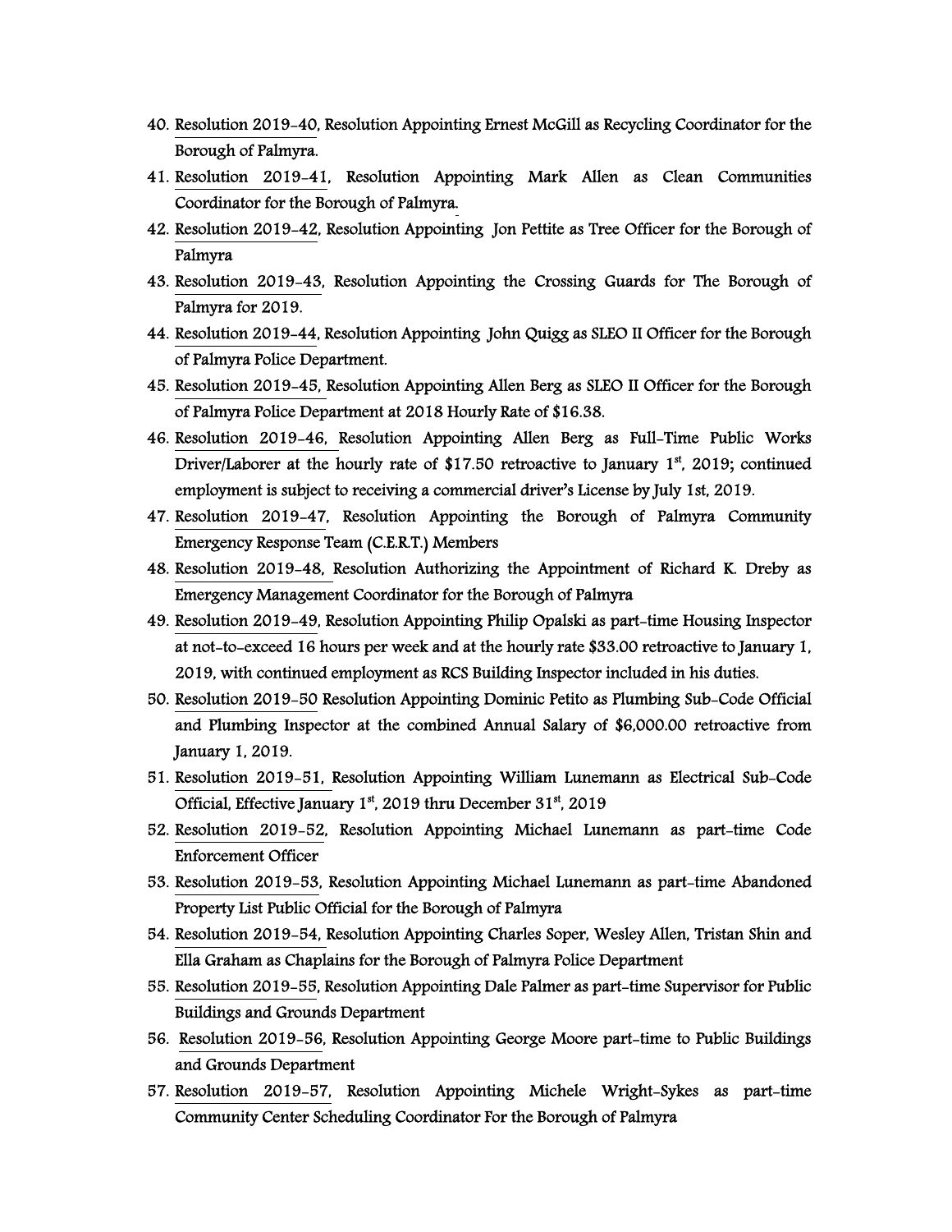40. Resolution 2019-40, Resolution Appointing Ernest McGill as Recycling Coordinator for the Borough of Palmyra.
41. Resolution 2019-41, Resolution Appointing Mark Allen as Clean Communities Coordinator for the Borough of Palmyra.
42. Resolution 2019-42, Resolution Appointing Jon Pettite as Tree Officer for the Borough of Palmyra
43. Resolution 2019-43, Resolution Appointing the Crossing Guards for The Borough of Palmyra for 2019.
44. Resolution 2019-44, Resolution Appointing John Quigg as SLEO II Officer for the Borough of Palmyra Police Department.
45. Resolution 2019-45, Resolution Appointing Allen Berg as SLEO II Officer for the Borough of Palmyra Police Department at 2018 Hourly Rate of $16.38.
46. Resolution 2019-46, Resolution Appointing Allen Berg as Full-Time Public Works Driver/Laborer at the hourly rate of $17.50 retroactive to January 1st, 2019; continued employment is subject to receiving a commercial driver's License by July 1st, 2019.
47. Resolution 2019-47, Resolution Appointing the Borough of Palmyra Community Emergency Response Team (C.E.R.T.) Members
48. Resolution 2019-48, Resolution Authorizing the Appointment of Richard K. Dreby as Emergency Management Coordinator for the Borough of Palmyra
49. Resolution 2019-49, Resolution Appointing Philip Opalski as part-time Housing Inspector at not-to-exceed 16 hours per week and at the hourly rate $33.00 retroactive to January 1, 2019, with continued employment as RCS Building Inspector included in his duties.
50. Resolution 2019-50 Resolution Appointing Dominic Petito as Plumbing Sub-Code Official and Plumbing Inspector at the combined Annual Salary of $6,000.00 retroactive from January 1, 2019.
51. Resolution 2019-51, Resolution Appointing William Lunemann as Electrical Sub-Code Official, Effective January 1st, 2019 thru December 31st, 2019
52. Resolution 2019-52, Resolution Appointing Michael Lunemann as part-time Code Enforcement Officer
53. Resolution 2019-53, Resolution Appointing Michael Lunemann as part-time Abandoned Property List Public Official for the Borough of Palmyra
54. Resolution 2019-54, Resolution Appointing Charles Soper, Wesley Allen, Tristan Shin and Ella Graham as Chaplains for the Borough of Palmyra Police Department
55. Resolution 2019-55, Resolution Appointing Dale Palmer as part-time Supervisor for Public Buildings and Grounds Department
56. Resolution 2019-56, Resolution Appointing George Moore part-time to Public Buildings and Grounds Department
57. Resolution 2019-57, Resolution Appointing Michele Wright-Sykes as part-time Community Center Scheduling Coordinator For the Borough of Palmyra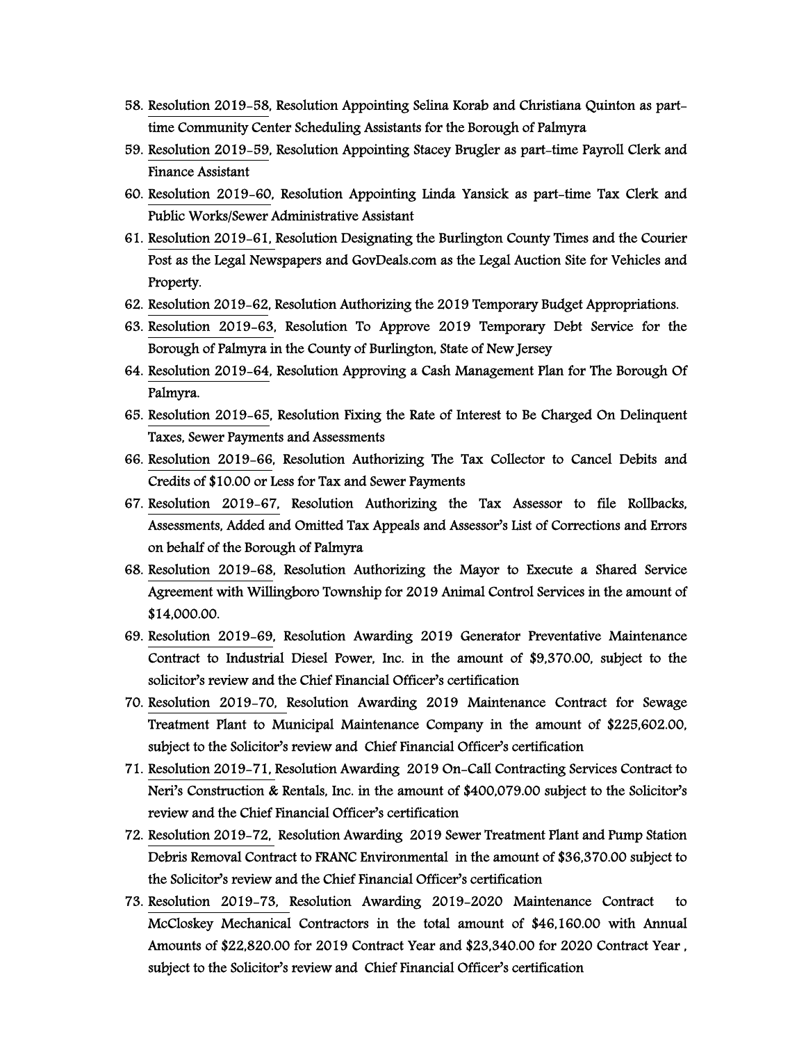58. Resolution 2019-58, Resolution Appointing Selina Korab and Christiana Quinton as part-time Community Center Scheduling Assistants for the Borough of Palmyra
59. Resolution 2019-59, Resolution Appointing Stacey Brugler as part-time Payroll Clerk and Finance Assistant
60. Resolution 2019-60, Resolution Appointing Linda Yansick as part-time Tax Clerk and Public Works/Sewer Administrative Assistant
61. Resolution 2019-61, Resolution Designating the Burlington County Times and the Courier Post as the Legal Newspapers and GovDeals.com as the Legal Auction Site for Vehicles and Property.
62. Resolution 2019-62, Resolution Authorizing the 2019 Temporary Budget Appropriations.
63. Resolution 2019-63, Resolution To Approve 2019 Temporary Debt Service for the Borough of Palmyra in the County of Burlington, State of New Jersey
64. Resolution 2019-64, Resolution Approving a Cash Management Plan for The Borough Of Palmyra.
65. Resolution 2019-65, Resolution Fixing the Rate of Interest to Be Charged On Delinquent Taxes, Sewer Payments and Assessments
66. Resolution 2019-66, Resolution Authorizing The Tax Collector to Cancel Debits and Credits of $10.00 or Less for Tax and Sewer Payments
67. Resolution 2019-67, Resolution Authorizing the Tax Assessor to file Rollbacks, Assessments, Added and Omitted Tax Appeals and Assessor's List of Corrections and Errors on behalf of the Borough of Palmyra
68. Resolution 2019-68, Resolution Authorizing the Mayor to Execute a Shared Service Agreement with Willingboro Township for 2019 Animal Control Services in the amount of $14,000.00.
69. Resolution 2019-69, Resolution Awarding 2019 Generator Preventative Maintenance Contract to Industrial Diesel Power, Inc. in the amount of $9,370.00, subject to the solicitor's review and the Chief Financial Officer's certification
70. Resolution 2019-70, Resolution Awarding 2019 Maintenance Contract for Sewage Treatment Plant to Municipal Maintenance Company in the amount of $225,602.00, subject to the Solicitor's review and Chief Financial Officer's certification
71. Resolution 2019-71, Resolution Awarding 2019 On-Call Contracting Services Contract to Neri's Construction & Rentals, Inc. in the amount of $400,079.00 subject to the Solicitor's review and the Chief Financial Officer's certification
72. Resolution 2019-72, Resolution Awarding 2019 Sewer Treatment Plant and Pump Station Debris Removal Contract to FRANC Environmental in the amount of $36,370.00 subject to the Solicitor's review and the Chief Financial Officer's certification
73. Resolution 2019-73, Resolution Awarding 2019-2020 Maintenance Contract to McCloskey Mechanical Contractors in the total amount of $46,160.00 with Annual Amounts of $22,820.00 for 2019 Contract Year and $23,340.00 for 2020 Contract Year , subject to the Solicitor's review and Chief Financial Officer's certification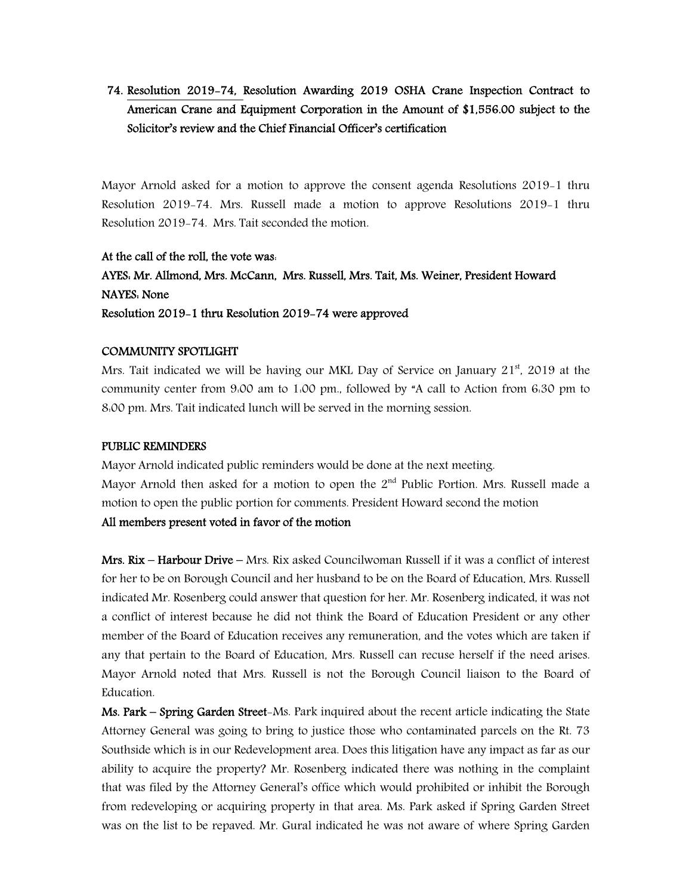74. **Resolution 2019-74, Resolution Awarding 2019 OSHA Crane Inspection Contract to American Crane and Equipment Corporation in the Amount of $1,556.00 subject to the Solicitor's review and the Chief Financial Officer's certification**

Mayor Arnold asked for a motion to approve the consent agenda Resolutions 2019-1 thru Resolution 2019-74. Mrs. Russell made a motion to approve Resolutions 2019-1 thru Resolution 2019-74. Mrs. Tait seconded the motion.

**At the call of the roll, the vote was:**
**AYES: Mr. Allmond, Mrs. McCann, Mrs. Russell, Mrs. Tait, Ms. Weiner, President Howard**
**NAYES: None**
**Resolution 2019-1 thru Resolution 2019-74 were approved**

**COMMUNITY SPOTLIGHT**
Mrs. Tait indicated we will be having our MKL Day of Service on January 21st, 2019 at the community center from 9:00 am to 1:00 pm., followed by "A call to Action from 6:30 pm to 8:00 pm. Mrs. Tait indicated lunch will be served in the morning session.

**PUBLIC REMINDERS**
Mayor Arnold indicated public reminders would be done at the next meeting.
Mayor Arnold then asked for a motion to open the 2nd Public Portion. Mrs. Russell made a motion to open the public portion for comments. President Howard second the motion
**All members present voted in favor of the motion**

**Mrs. Rix – Harbour Drive** – Mrs. Rix asked Councilwoman Russell if it was a conflict of interest for her to be on Borough Council and her husband to be on the Board of Education. Mrs. Russell indicated Mr. Rosenberg could answer that question for her. Mr. Rosenberg indicated, it was not a conflict of interest because he did not think the Board of Education President or any other member of the Board of Education receives any remuneration, and the votes which are taken if any that pertain to the Board of Education, Mrs. Russell can recuse herself if the need arises. Mayor Arnold noted that Mrs. Russell is not the Borough Council liaison to the Board of Education.
**Ms. Park – Spring Garden Street**-Ms. Park inquired about the recent article indicating the State Attorney General was going to bring to justice those who contaminated parcels on the Rt. 73 Southside which is in our Redevelopment area. Does this litigation have any impact as far as our ability to acquire the property? Mr. Rosenberg indicated there was nothing in the complaint that was filed by the Attorney General's office which would prohibited or inhibit the Borough from redeveloping or acquiring property in that area. Ms. Park asked if Spring Garden Street was on the list to be repaved. Mr. Gural indicated he was not aware of where Spring Garden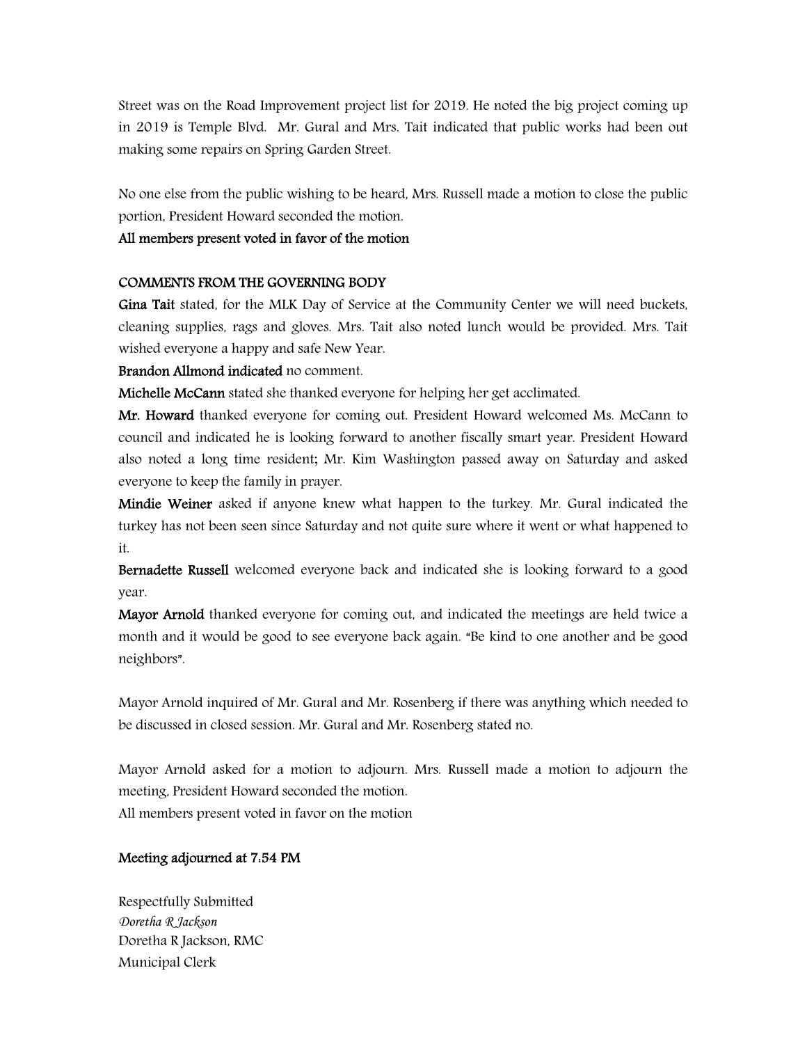Street was on the Road Improvement project list for 2019. He noted the big project coming up in 2019 is Temple Blvd. Mr. Gural and Mrs. Tait indicated that public works had been out making some repairs on Spring Garden Street.

No one else from the public wishing to be heard, Mrs. Russell made a motion to close the public portion, President Howard seconded the motion.

**All members present voted in favor of the motion**

**COMMENTS FROM THE GOVERNING BODY**

**Gina Tait** stated, for the MLK Day of Service at the Community Center we will need buckets, cleaning supplies, rags and gloves. Mrs. Tait also noted lunch would be provided. Mrs. Tait wished everyone a happy and safe New Year.

**Brandon Allmond indicated** no comment.

**Michelle McCann** stated she thanked everyone for helping her get acclimated.

**Mr. Howard** thanked everyone for coming out. President Howard welcomed Ms. McCann to council and indicated he is looking forward to another fiscally smart year. President Howard also noted a long time resident; Mr. Kim Washington passed away on Saturday and asked everyone to keep the family in prayer.

**Mindie Weiner** asked if anyone knew what happen to the turkey. Mr. Gural indicated the turkey has not been seen since Saturday and not quite sure where it went or what happened to it.

**Bernadette Russell** welcomed everyone back and indicated she is looking forward to a good year.

**Mayor Arnold** thanked everyone for coming out, and indicated the meetings are held twice a month and it would be good to see everyone back again. "Be kind to one another and be good neighbors".

Mayor Arnold inquired of Mr. Gural and Mr. Rosenberg if there was anything which needed to be discussed in closed session. Mr. Gural and Mr. Rosenberg stated no.

Mayor Arnold asked for a motion to adjourn. Mrs. Russell made a motion to adjourn the meeting, President Howard seconded the motion.

All members present voted in favor on the motion

**Meeting adjourned at 7:54 PM**

Respectfully Submitted

*Doretha R Jackson*

Doretha R Jackson, RMC

Municipal Clerk